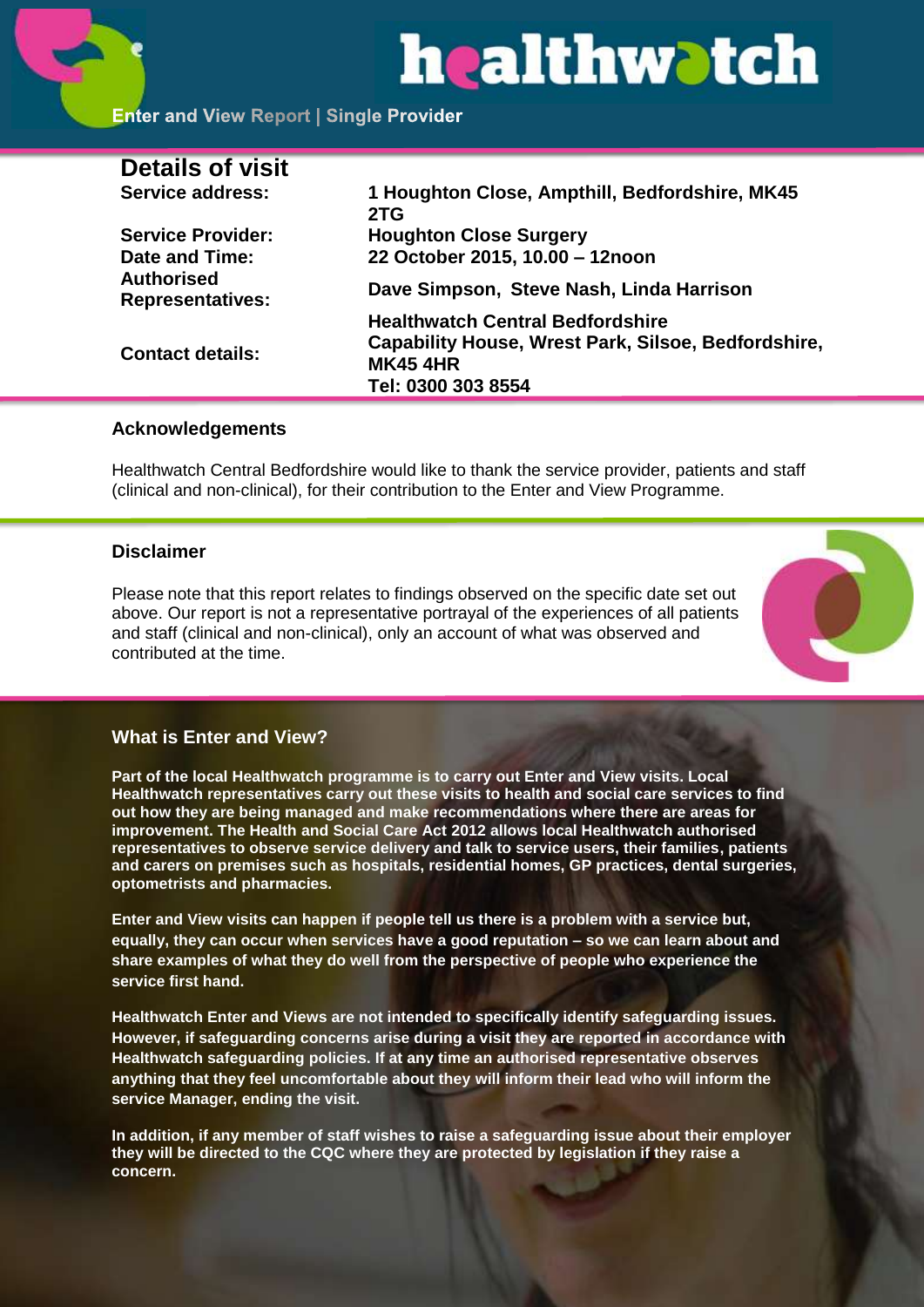# healthwatch

Enter and View Report | Single Provider

## Details of visit

| | |
|---|---|
| **Service address:** | **1 Houghton Close, Ampthill, Bedfordshire, MK45 2TG** |
| **Service Provider:** | **Houghton Close Surgery** |
| **Date and Time:** | **22 October 2015, 10.00 – 12noon** |
| **Authorised Representatives:** | **Dave Simpson, Steve Nash, Linda Harrison** |
| **Contact details:** | **Healthwatch Central Bedfordshire**<br>**Capability House, Wrest Park, Silsoe, Bedfordshire, MK45 4HR**<br>**Tel: 0300 303 8554** |

### Acknowledgements

Healthwatch Central Bedfordshire would like to thank the service provider, patients and staff (clinical and non-clinical), for their contribution to the Enter and View Programme.

### Disclaimer

Please note that this report relates to findings observed on the specific date set out above. Our report is not a representative portrayal of the experiences of all patients and staff (clinical and non-clinical), only an account of what was observed and contributed at the time.

### What is Enter and View?

**Part of the local Healthwatch programme is to carry out Enter and View visits. Local Healthwatch representatives carry out these visits to health and social care services to find out how they are being managed and make recommendations where there are areas for improvement. The Health and Social Care Act 2012 allows local Healthwatch authorised representatives to observe service delivery and talk to service users, their families, patients and carers on premises such as hospitals, residential homes, GP practices, dental surgeries, optometrists and pharmacies.**

**Enter and View visits can happen if people tell us there is a problem with a service but, equally, they can occur when services have a good reputation – so we can learn about and share examples of what they do well from the perspective of people who experience the service first hand.**

**Healthwatch Enter and Views are not intended to specifically identify safeguarding issues. However, if safeguarding concerns arise during a visit they are reported in accordance with Healthwatch safeguarding policies. If at any time an authorised representative observes anything that they feel uncomfortable about they will inform their lead who will inform the service Manager, ending the visit.**

**In addition, if any member of staff wishes to raise a safeguarding issue about their employer they will be directed to the CQC where they are protected by legislation if they raise a concern.**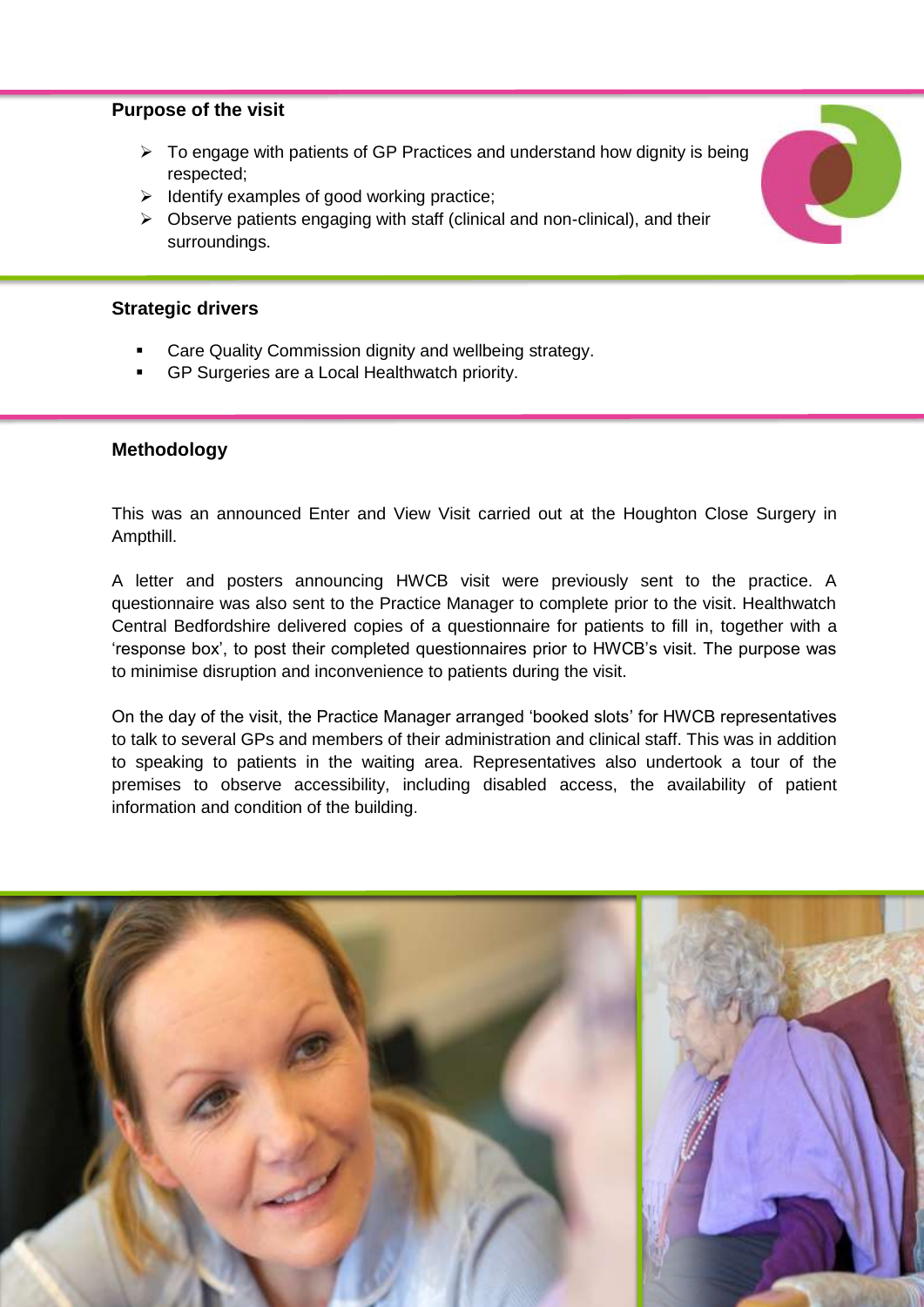## Purpose of the visit

- To engage with patients of GP Practices and understand how dignity is being respected;
- Identify examples of good working practice;
- Observe patients engaging with staff (clinical and non-clinical), and their surroundings.

## Strategic drivers

- Care Quality Commission dignity and wellbeing strategy.
- GP Surgeries are a Local Healthwatch priority.

## Methodology

This was an announced Enter and View Visit carried out at the Houghton Close Surgery in Ampthill.

A letter and posters announcing HWCB visit were previously sent to the practice. A questionnaire was also sent to the Practice Manager to complete prior to the visit. Healthwatch Central Bedfordshire delivered copies of a questionnaire for patients to fill in, together with a 'response box', to post their completed questionnaires prior to HWCB's visit. The purpose was to minimise disruption and inconvenience to patients during the visit.

On the day of the visit, the Practice Manager arranged 'booked slots' for HWCB representatives to talk to several GPs and members of their administration and clinical staff. This was in addition to speaking to patients in the waiting area. Representatives also undertook a tour of the premises to observe accessibility, including disabled access, the availability of patient information and condition of the building.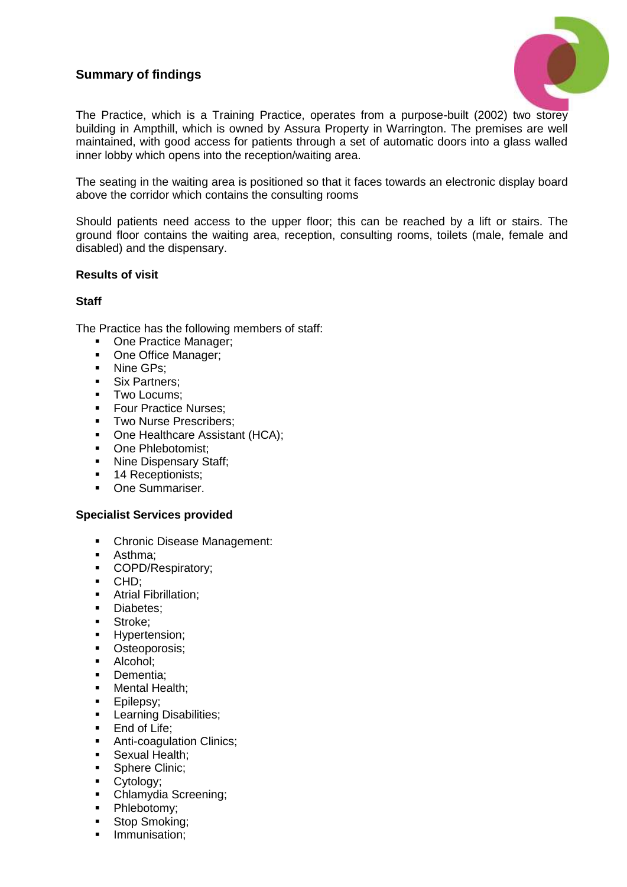## Summary of findings

The Practice, which is a Training Practice, operates from a purpose-built (2002) two storey building in Ampthill, which is owned by Assura Property in Warrington. The premises are well maintained, with good access for patients through a set of automatic doors into a glass walled inner lobby which opens into the reception/waiting area.

The seating in the waiting area is positioned so that it faces towards an electronic display board above the corridor which contains the consulting rooms

Should patients need access to the upper floor; this can be reached by a lift or stairs. The ground floor contains the waiting area, reception, consulting rooms, toilets (male, female and disabled) and the dispensary.

### Results of visit

### Staff

The Practice has the following members of staff:

- One Practice Manager;
- One Office Manager;
- Nine GPs;
- Six Partners;
- Two Locums;
- Four Practice Nurses;
- Two Nurse Prescribers;
- One Healthcare Assistant (HCA);
- One Phlebotomist;
- Nine Dispensary Staff;
- 14 Receptionists;
- One Summariser.

### Specialist Services provided

- Chronic Disease Management:
- Asthma;
- COPD/Respiratory;
- CHD;
- Atrial Fibrillation;
- Diabetes;
- Stroke;
- Hypertension;
- Osteoporosis;
- Alcohol;
- Dementia;
- Mental Health;
- Epilepsy;
- Learning Disabilities;
- End of Life;
- Anti-coagulation Clinics;
- Sexual Health;
- Sphere Clinic;
- Cytology;
- Chlamydia Screening;
- Phlebotomy;
- Stop Smoking;
- Immunisation;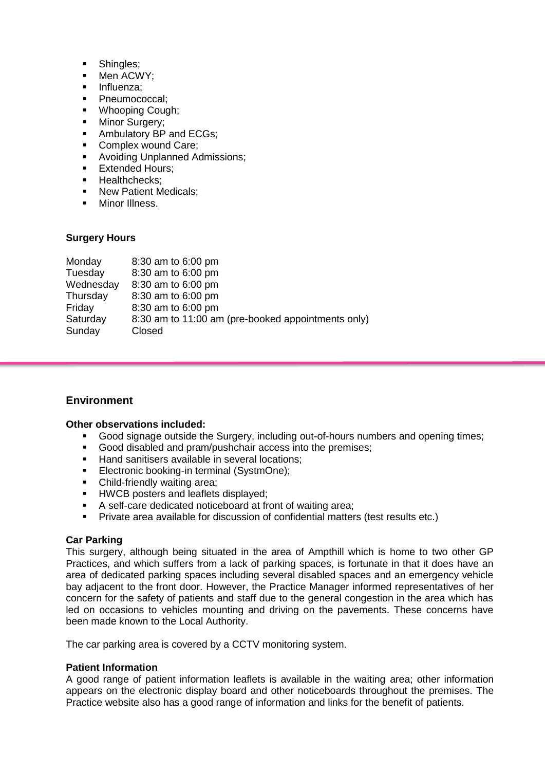- Shingles;
- Men ACWY;
- Influenza;
- Pneumococcal;
- Whooping Cough;
- Minor Surgery;
- Ambulatory BP and ECGs;
- Complex wound Care;
- Avoiding Unplanned Admissions;
- Extended Hours;
- Healthchecks;
- New Patient Medicals;
- Minor Illness.

**Surgery Hours**

| | |
|---|---|
| Monday | 8:30 am to 6:00 pm |
| Tuesday | 8:30 am to 6:00 pm |
| Wednesday | 8:30 am to 6:00 pm |
| Thursday | 8:30 am to 6:00 pm |
| Friday | 8:30 am to 6:00 pm |
| Saturday | 8:30 am to 11:00 am (pre-booked appointments only) |
| Sunday | Closed |

## Environment

**Other observations included:**

- Good signage outside the Surgery, including out-of-hours numbers and opening times;
- Good disabled and pram/pushchair access into the premises;
- Hand sanitisers available in several locations;
- Electronic booking-in terminal (SystmOne);
- Child-friendly waiting area;
- HWCB posters and leaflets displayed;
- A self-care dedicated noticeboard at front of waiting area;
- Private area available for discussion of confidential matters (test results etc.)

**Car Parking**

This surgery, although being situated in the area of Ampthill which is home to two other GP Practices, and which suffers from a lack of parking spaces, is fortunate in that it does have an area of dedicated parking spaces including several disabled spaces and an emergency vehicle bay adjacent to the front door. However, the Practice Manager informed representatives of her concern for the safety of patients and staff due to the general congestion in the area which has led on occasions to vehicles mounting and driving on the pavements. These concerns have been made known to the Local Authority.

The car parking area is covered by a CCTV monitoring system.

**Patient Information**

A good range of patient information leaflets is available in the waiting area; other information appears on the electronic display board and other noticeboards throughout the premises. The Practice website also has a good range of information and links for the benefit of patients.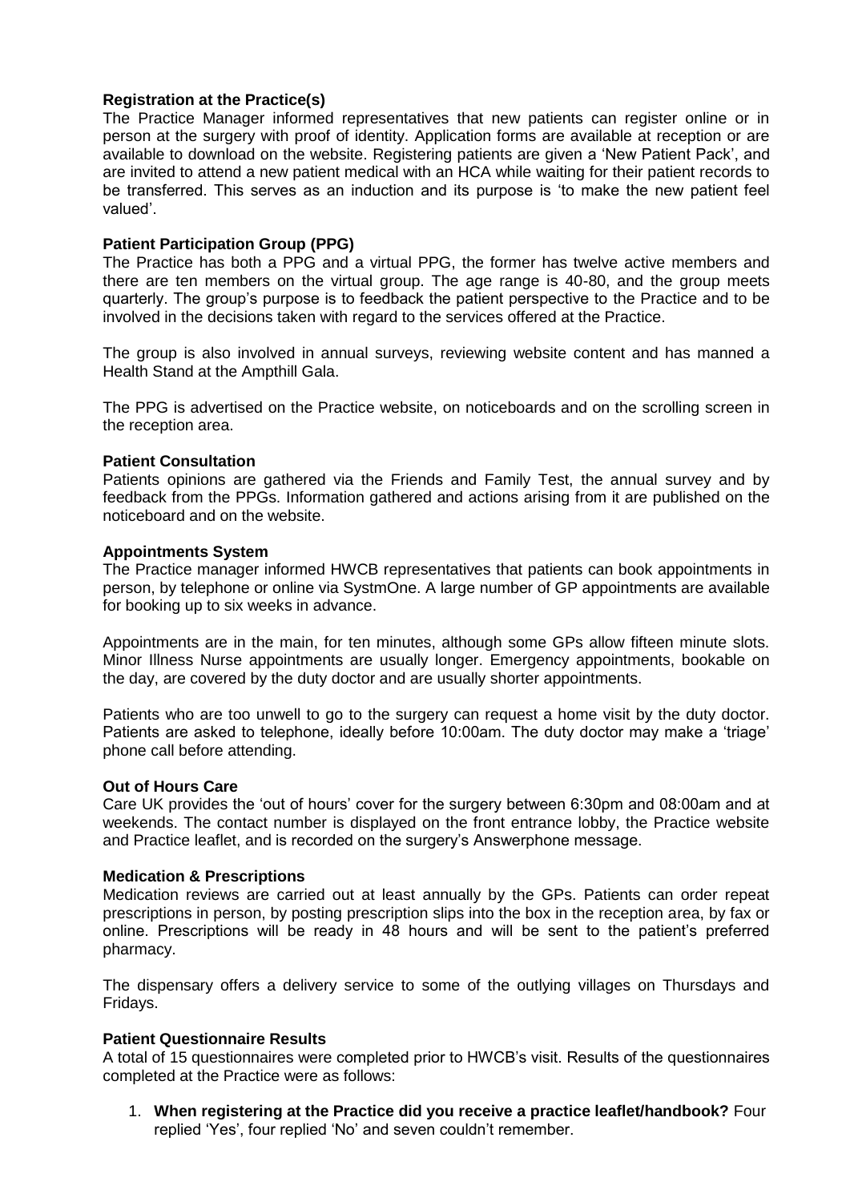**Registration at the Practice(s)**

The Practice Manager informed representatives that new patients can register online or in person at the surgery with proof of identity. Application forms are available at reception or are available to download on the website. Registering patients are given a 'New Patient Pack', and are invited to attend a new patient medical with an HCA while waiting for their patient records to be transferred. This serves as an induction and its purpose is 'to make the new patient feel valued'.

**Patient Participation Group (PPG)**

The Practice has both a PPG and a virtual PPG, the former has twelve active members and there are ten members on the virtual group. The age range is 40-80, and the group meets quarterly. The group's purpose is to feedback the patient perspective to the Practice and to be involved in the decisions taken with regard to the services offered at the Practice.

The group is also involved in annual surveys, reviewing website content and has manned a Health Stand at the Ampthill Gala.

The PPG is advertised on the Practice website, on noticeboards and on the scrolling screen in the reception area.

**Patient Consultation**

Patients opinions are gathered via the Friends and Family Test, the annual survey and by feedback from the PPGs. Information gathered and actions arising from it are published on the noticeboard and on the website.

**Appointments System**

The Practice manager informed HWCB representatives that patients can book appointments in person, by telephone or online via SystmOne. A large number of GP appointments are available for booking up to six weeks in advance.

Appointments are in the main, for ten minutes, although some GPs allow fifteen minute slots. Minor Illness Nurse appointments are usually longer. Emergency appointments, bookable on the day, are covered by the duty doctor and are usually shorter appointments.

Patients who are too unwell to go to the surgery can request a home visit by the duty doctor. Patients are asked to telephone, ideally before 10:00am. The duty doctor may make a 'triage' phone call before attending.

**Out of Hours Care**

Care UK provides the 'out of hours' cover for the surgery between 6:30pm and 08:00am and at weekends. The contact number is displayed on the front entrance lobby, the Practice website and Practice leaflet, and is recorded on the surgery's Answerphone message.

**Medication & Prescriptions**

Medication reviews are carried out at least annually by the GPs. Patients can order repeat prescriptions in person, by posting prescription slips into the box in the reception area, by fax or online. Prescriptions will be ready in 48 hours and will be sent to the patient's preferred pharmacy.

The dispensary offers a delivery service to some of the outlying villages on Thursdays and Fridays.

**Patient Questionnaire Results**

A total of 15 questionnaires were completed prior to HWCB's visit. Results of the questionnaires completed at the Practice were as follows:

1. **When registering at the Practice did you receive a practice leaflet/handbook?** Four replied 'Yes', four replied 'No' and seven couldn't remember.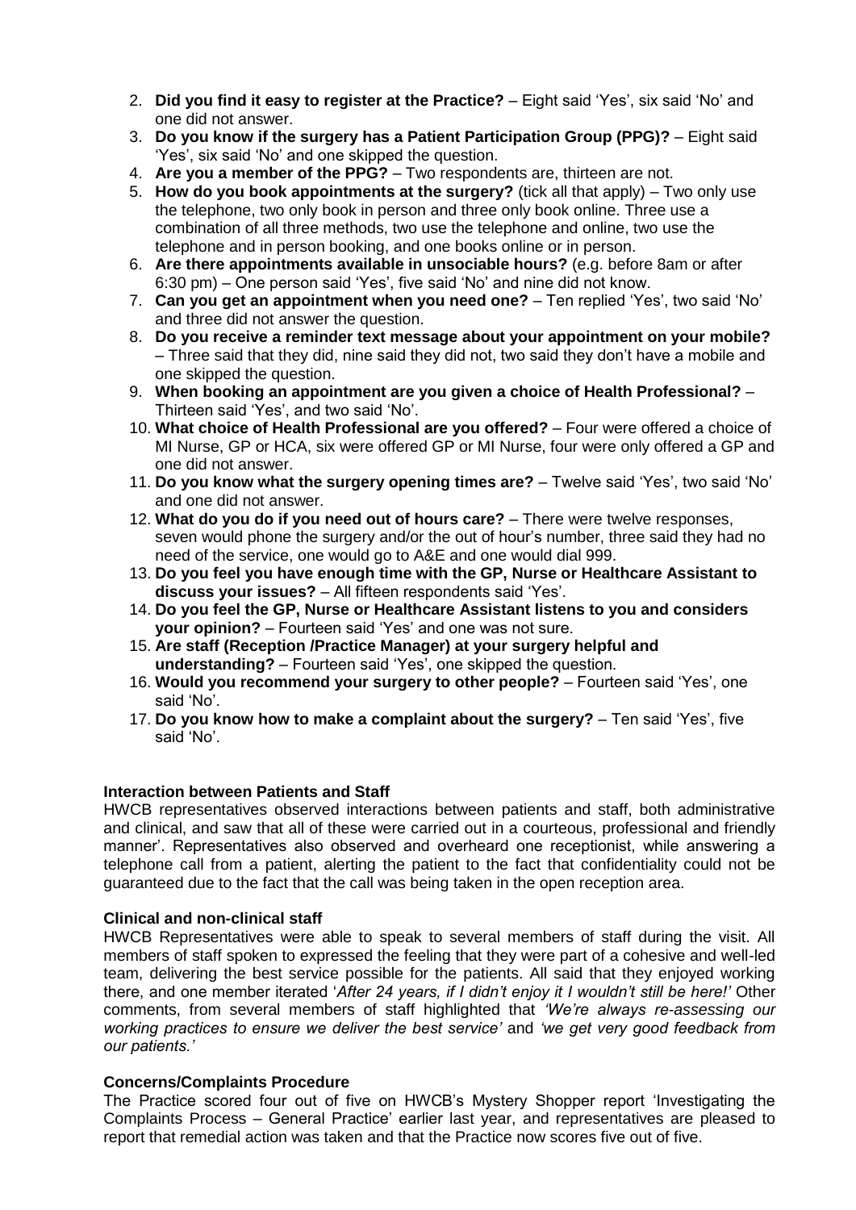2. **Did you find it easy to register at the Practice?** – Eight said 'Yes', six said 'No' and one did not answer.
3. **Do you know if the surgery has a Patient Participation Group (PPG)?** – Eight said 'Yes', six said 'No' and one skipped the question.
4. **Are you a member of the PPG?** – Two respondents are, thirteen are not.
5. **How do you book appointments at the surgery?** (tick all that apply) – Two only use the telephone, two only book in person and three only book online. Three use a combination of all three methods, two use the telephone and online, two use the telephone and in person booking, and one books online or in person.
6. **Are there appointments available in unsociable hours?** (e.g. before 8am or after 6:30 pm) – One person said 'Yes', five said 'No' and nine did not know.
7. **Can you get an appointment when you need one?** – Ten replied 'Yes', two said 'No' and three did not answer the question.
8. **Do you receive a reminder text message about your appointment on your mobile?** – Three said that they did, nine said they did not, two said they don't have a mobile and one skipped the question.
9. **When booking an appointment are you given a choice of Health Professional?** – Thirteen said 'Yes', and two said 'No'.
10. **What choice of Health Professional are you offered?** – Four were offered a choice of MI Nurse, GP or HCA, six were offered GP or MI Nurse, four were only offered a GP and one did not answer.
11. **Do you know what the surgery opening times are?** – Twelve said 'Yes', two said 'No' and one did not answer.
12. **What do you do if you need out of hours care?** – There were twelve responses, seven would phone the surgery and/or the out of hour's number, three said they had no need of the service, one would go to A&E and one would dial 999.
13. **Do you feel you have enough time with the GP, Nurse or Healthcare Assistant to discuss your issues?** – All fifteen respondents said 'Yes'.
14. **Do you feel the GP, Nurse or Healthcare Assistant listens to you and considers your opinion?** – Fourteen said 'Yes' and one was not sure.
15. **Are staff (Reception /Practice Manager) at your surgery helpful and understanding?** – Fourteen said 'Yes', one skipped the question.
16. **Would you recommend your surgery to other people?** – Fourteen said 'Yes', one said 'No'.
17. **Do you know how to make a complaint about the surgery?** – Ten said 'Yes', five said 'No'.

**Interaction between Patients and Staff**

HWCB representatives observed interactions between patients and staff, both administrative and clinical, and saw that all of these were carried out in a courteous, professional and friendly manner'. Representatives also observed and overheard one receptionist, while answering a telephone call from a patient, alerting the patient to the fact that confidentiality could not be guaranteed due to the fact that the call was being taken in the open reception area.

**Clinical and non-clinical staff**

HWCB Representatives were able to speak to several members of staff during the visit. All members of staff spoken to expressed the feeling that they were part of a cohesive and well-led team, delivering the best service possible for the patients. All said that they enjoyed working there, and one member iterated '*After 24 years, if I didn't enjoy it I wouldn't still be here!*' Other comments, from several members of staff highlighted that *'We're always re-assessing our working practices to ensure we deliver the best service'* and *'we get very good feedback from our patients.'*

**Concerns/Complaints Procedure**

The Practice scored four out of five on HWCB's Mystery Shopper report 'Investigating the Complaints Process – General Practice' earlier last year, and representatives are pleased to report that remedial action was taken and that the Practice now scores five out of five.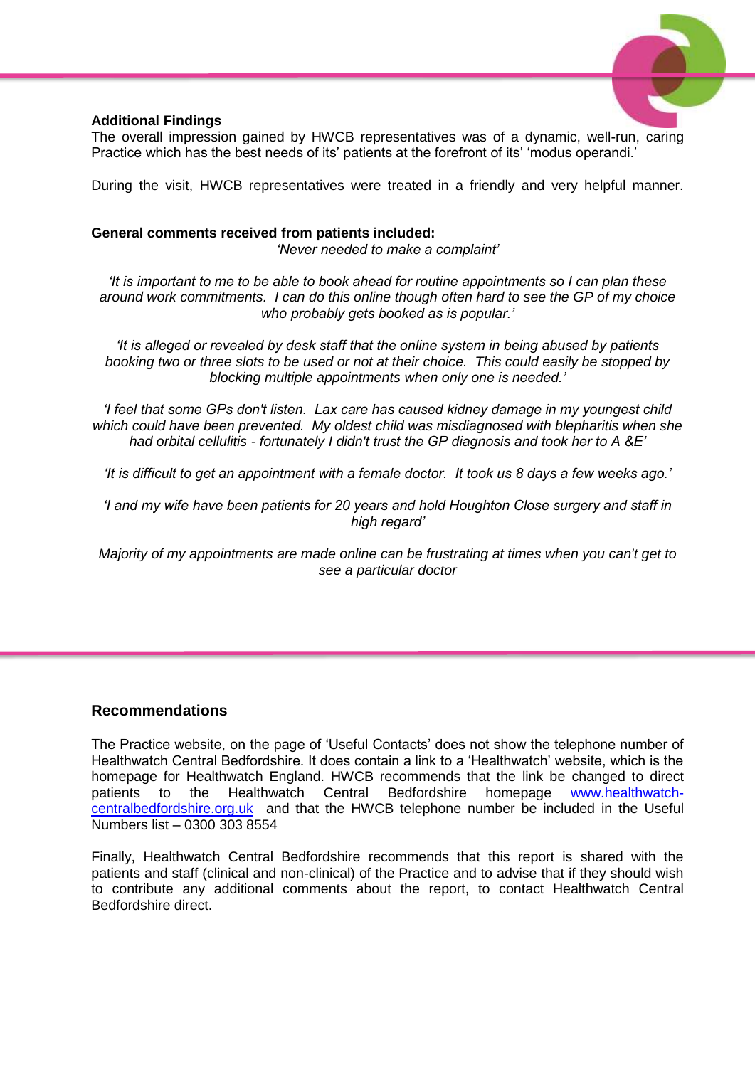### Additional Findings

The overall impression gained by HWCB representatives was of a dynamic, well-run, caring Practice which has the best needs of its' patients at the forefront of its' 'modus operandi.'

During the visit, HWCB representatives were treated in a friendly and very helpful manner.

**General comments received from patients included:**

*'Never needed to make a complaint'*

*'It is important to me to be able to book ahead for routine appointments so I can plan these around work commitments. I can do this online though often hard to see the GP of my choice who probably gets booked as is popular.'*

*'It is alleged or revealed by desk staff that the online system in being abused by patients booking two or three slots to be used or not at their choice. This could easily be stopped by blocking multiple appointments when only one is needed.'*

*'I feel that some GPs don't listen. Lax care has caused kidney damage in my youngest child which could have been prevented. My oldest child was misdiagnosed with blepharitis when she had orbital cellulitis - fortunately I didn't trust the GP diagnosis and took her to A &E'*

*'It is difficult to get an appointment with a female doctor. It took us 8 days a few weeks ago.'*

*'I and my wife have been patients for 20 years and hold Houghton Close surgery and staff in high regard'*

*Majority of my appointments are made online can be frustrating at times when you can't get to see a particular doctor*

### Recommendations

The Practice website, on the page of 'Useful Contacts' does not show the telephone number of Healthwatch Central Bedfordshire. It does contain a link to a 'Healthwatch' website, which is the homepage for Healthwatch England. HWCB recommends that the link be changed to direct patients to the Healthwatch Central Bedfordshire homepage [www.healthwatch-centralbedfordshire.org.uk](http://www.healthwatch-centralbedfordshire.org.uk) and that the HWCB telephone number be included in the Useful Numbers list – 0300 303 8554

Finally, Healthwatch Central Bedfordshire recommends that this report is shared with the patients and staff (clinical and non-clinical) of the Practice and to advise that if they should wish to contribute any additional comments about the report, to contact Healthwatch Central Bedfordshire direct.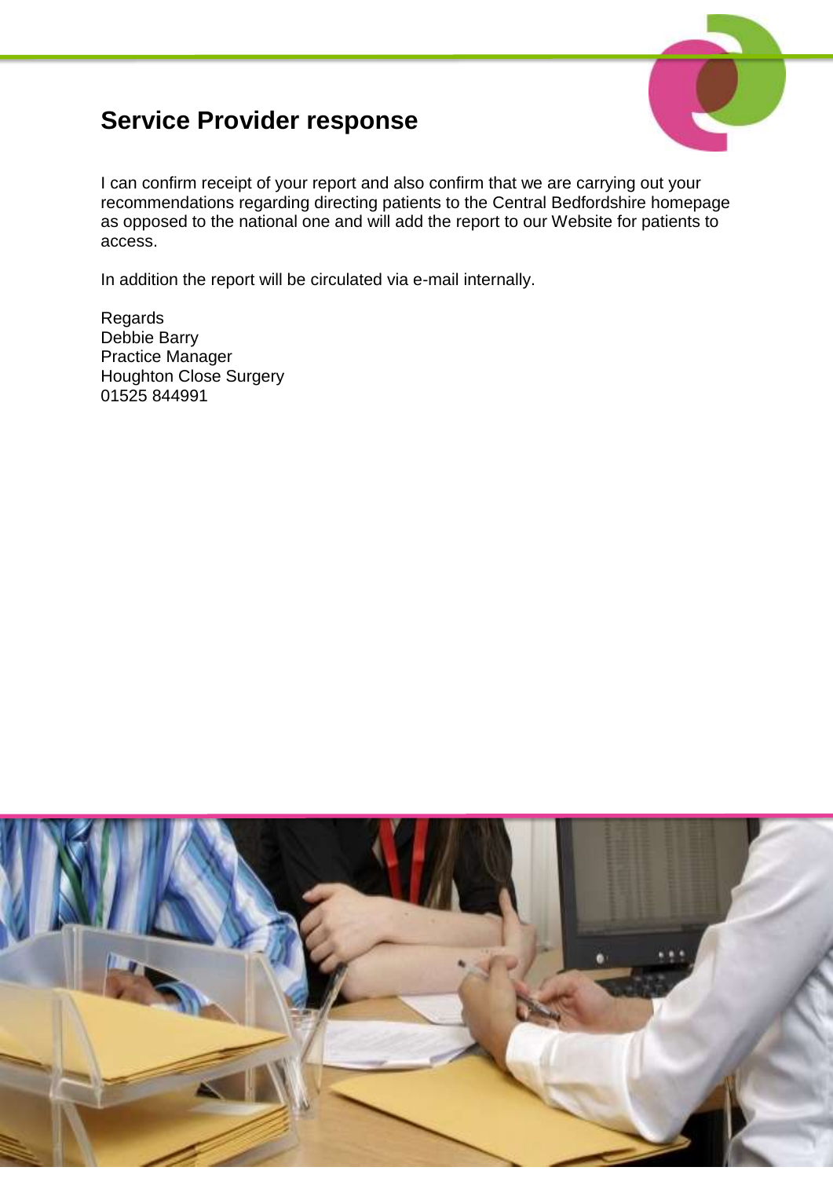## Service Provider response

I can confirm receipt of your report and also confirm that we are carrying out your recommendations regarding directing patients to the Central Bedfordshire homepage as opposed to the national one and will add the report to our Website for patients to access.

In addition the report will be circulated via e-mail internally.

Regards
Debbie Barry
Practice Manager
Houghton Close Surgery
01525 844991